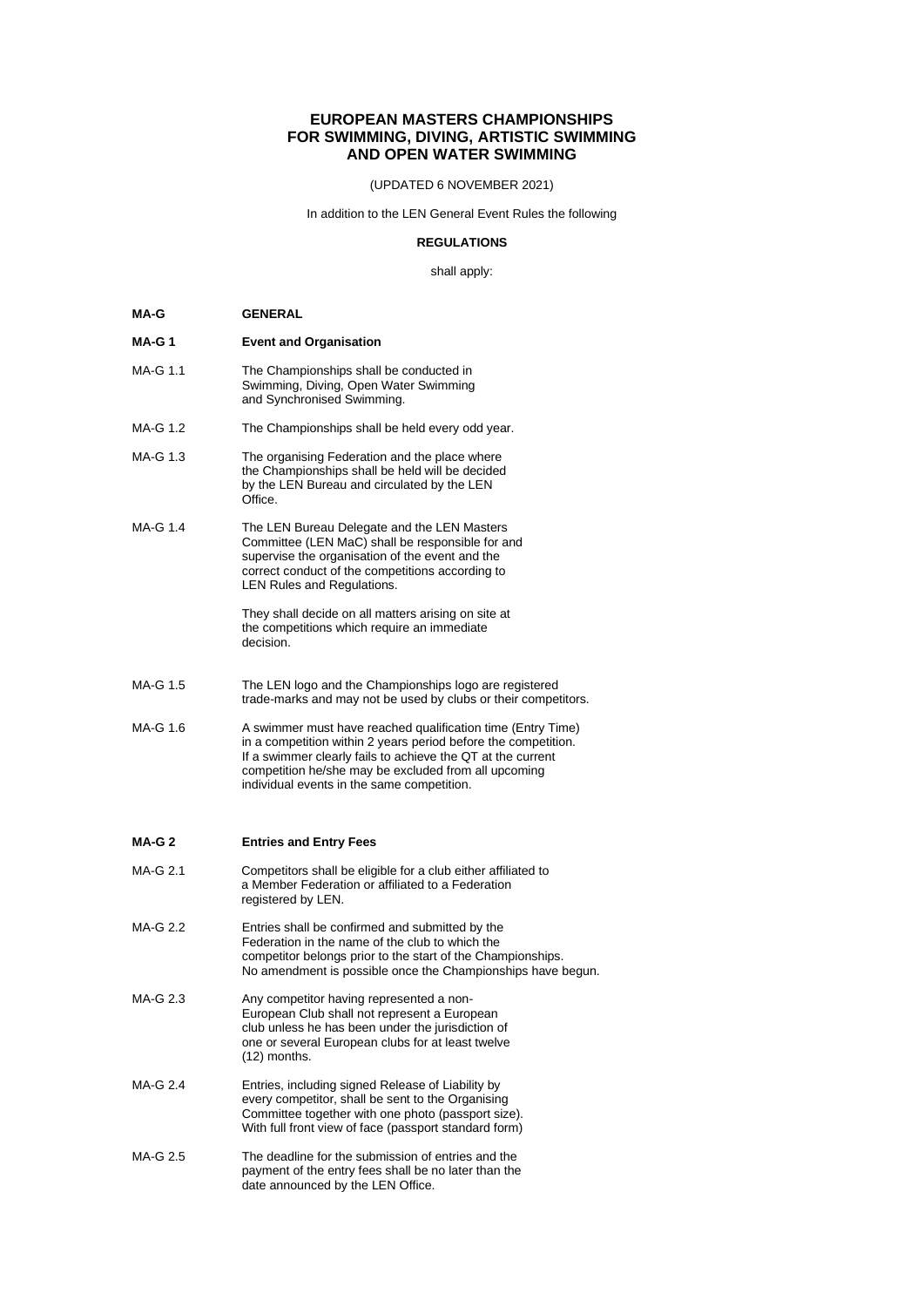# EUROPEAN MASTERS CHAMPIONSHIPS FOR SWIMMING, DIVING, ARTISTIC SWIMMING AND OPEN WATER SWIMMING

(UPDATED 6 NOVEMBER 2021)

In addition to the LEN General Event Rules the following

**REGULATIONS**

shall apply:

## MA-G GENERAL

### MA-G 1 Event and Organisation

MA-G 1.1 The Championships shall be conducted in Swimming, Diving, Open Water Swimming and Synchronised Swimming.

MA-G 1.2 The Championships shall be held every odd year.

MA-G 1.3 The organising Federation and the place where the Championships shall be held will be decided by the LEN Bureau and circulated by the LEN Office.

MA-G 1.4 The LEN Bureau Delegate and the LEN Masters Committee (LEN MaC) shall be responsible for and supervise the organisation of the event and the correct conduct of the competitions according to LEN Rules and Regulations.

They shall decide on all matters arising on site at the competitions which require an immediate decision.

MA-G 1.5 The LEN logo and the Championships logo are registered trade-marks and may not be used by clubs or their competitors.

MA-G 1.6 A swimmer must have reached qualification time (Entry Time) in a competition within 2 years period before the competition. If a swimmer clearly fails to achieve the QT at the current competition he/she may be excluded from all upcoming individual events in the same competition.

### MA-G 2 Entries and Entry Fees

MA-G 2.1 Competitors shall be eligible for a club either affiliated to a Member Federation or affiliated to a Federation registered by LEN.

MA-G 2.2 Entries shall be confirmed and submitted by the Federation in the name of the club to which the competitor belongs prior to the start of the Championships. No amendment is possible once the Championships have begun.

MA-G 2.3 Any competitor having represented a non-European Club shall not represent a European club unless he has been under the jurisdiction of one or several European clubs for at least twelve (12) months.

MA-G 2.4 Entries, including signed Release of Liability by every competitor, shall be sent to the Organising Committee together with one photo (passport size). With full front view of face (passport standard form)

MA-G 2.5 The deadline for the submission of entries and the payment of the entry fees shall be no later than the date announced by the LEN Office.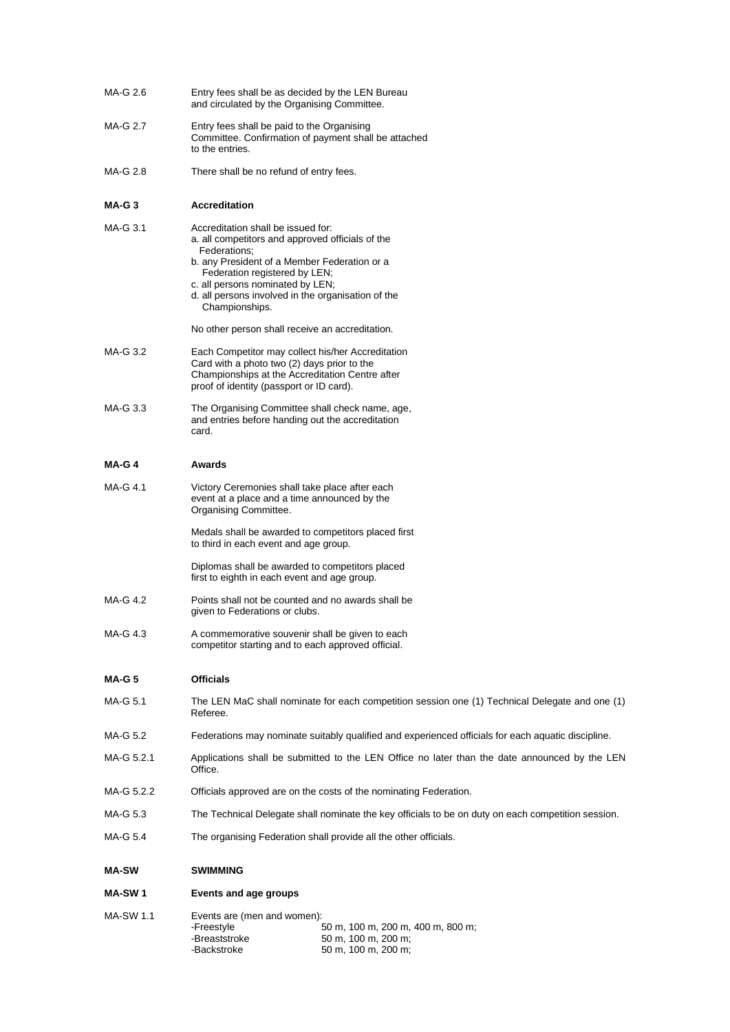MA-G 2.6 Entry fees shall be as decided by the LEN Bureau and circulated by the Organising Committee.

MA-G 2.7 Entry fees shall be paid to the Organising Committee. Confirmation of payment shall be attached to the entries.

MA-G 2.8 There shall be no refund of entry fees.

**MA-G 3 Accreditation**

MA-G 3.1 Accreditation shall be issued for:
a. all competitors and approved officials of the Federations;
b. any President of a Member Federation or a Federation registered by LEN;
c. all persons nominated by LEN;
d. all persons involved in the organisation of the Championships.

No other person shall receive an accreditation.

MA-G 3.2 Each Competitor may collect his/her Accreditation Card with a photo two (2) days prior to the Championships at the Accreditation Centre after proof of identity (passport or ID card).

MA-G 3.3 The Organising Committee shall check name, age, and entries before handing out the accreditation card.

**MA-G 4 Awards**

MA-G 4.1 Victory Ceremonies shall take place after each event at a place and a time announced by the Organising Committee.

Medals shall be awarded to competitors placed first to third in each event and age group.

Diplomas shall be awarded to competitors placed first to eighth in each event and age group.

MA-G 4.2 Points shall not be counted and no awards shall be given to Federations or clubs.

MA-G 4.3 A commemorative souvenir shall be given to each competitor starting and to each approved official.

**MA-G 5 Officials**

MA-G 5.1 The LEN MaC shall nominate for each competition session one (1) Technical Delegate and one (1) Referee.

MA-G 5.2 Federations may nominate suitably qualified and experienced officials for each aquatic discipline.

MA-G 5.2.1 Applications shall be submitted to the LEN Office no later than the date announced by the LEN Office.

MA-G 5.2.2 Officials approved are on the costs of the nominating Federation.

MA-G 5.3 The Technical Delegate shall nominate the key officials to be on duty on each competition session.

MA-G 5.4 The organising Federation shall provide all the other officials.

**MA-SW SWIMMING**

**MA-SW 1 Events and age groups**

MA-SW 1.1 Events are (men and women):

- -Freestyle 50 m, 100 m, 200 m, 400 m, 800 m;
- -Breaststroke 50 m, 100 m, 200 m;
- -Backstroke 50 m, 100 m, 200 m;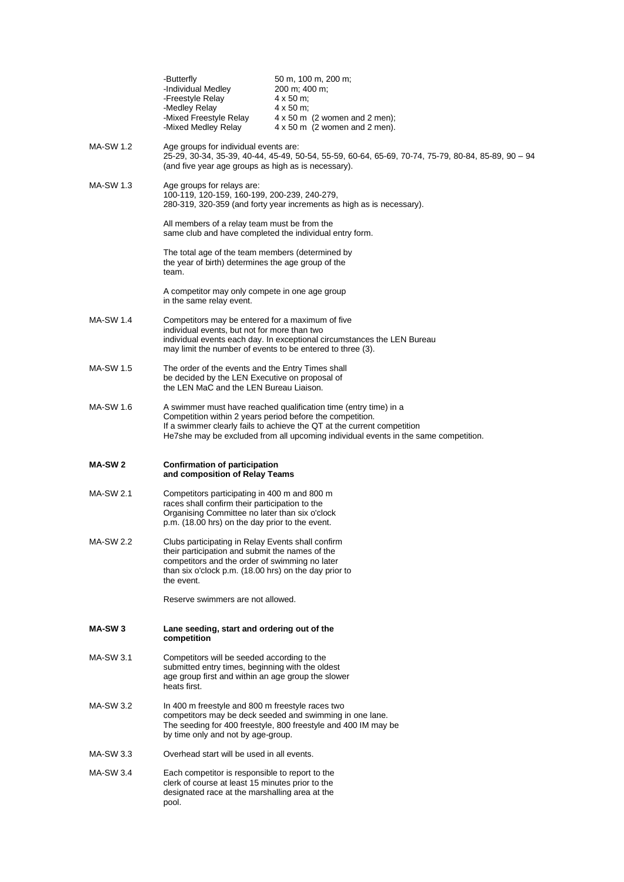| | |
|---|---|
| -Butterfly | 50 m, 100 m, 200 m; |
| -Individual Medley | 200 m; 400 m; |
| -Freestyle Relay | 4 x 50 m; |
| -Medley Relay | 4 x 50 m; |
| -Mixed Freestyle Relay | 4 x 50 m (2 women and 2 men); |
| -Mixed Medley Relay | 4 x 50 m (2 women and 2 men). |

MA-SW 1.2 Age groups for individual events are:
25-29, 30-34, 35-39, 40-44, 45-49, 50-54, 55-59, 60-64, 65-69, 70-74, 75-79, 80-84, 85-89, 90 – 94 (and five year age groups as high as is necessary).

MA-SW 1.3 Age groups for relays are:
100-119, 120-159, 160-199, 200-239, 240-279,
280-319, 320-359 (and forty year increments as high as is necessary).

All members of a relay team must be from the same club and have completed the individual entry form.

The total age of the team members (determined by the year of birth) determines the age group of the team.

A competitor may only compete in one age group in the same relay event.

MA-SW 1.4 Competitors may be entered for a maximum of five individual events, but not for more than two individual events each day. In exceptional circumstances the LEN Bureau may limit the number of events to be entered to three (3).

MA-SW 1.5 The order of the events and the Entry Times shall be decided by the LEN Executive on proposal of the LEN MaC and the LEN Bureau Liaison.

MA-SW 1.6 A swimmer must have reached qualification time (entry time) in a Competition within 2 years period before the competition.
If a swimmer clearly fails to achieve the QT at the current competition He7she may be excluded from all upcoming individual events in the same competition.

## MA-SW 2 Confirmation of participation and composition of Relay Teams

MA-SW 2.1 Competitors participating in 400 m and 800 m races shall confirm their participation to the Organising Committee no later than six o'clock p.m. (18.00 hrs) on the day prior to the event.

MA-SW 2.2 Clubs participating in Relay Events shall confirm their participation and submit the names of the competitors and the order of swimming no later than six o'clock p.m. (18.00 hrs) on the day prior to the event.

Reserve swimmers are not allowed.

## MA-SW 3 Lane seeding, start and ordering out of the competition

MA-SW 3.1 Competitors will be seeded according to the submitted entry times, beginning with the oldest age group first and within an age group the slower heats first.

MA-SW 3.2 In 400 m freestyle and 800 m freestyle races two competitors may be deck seeded and swimming in one lane.
The seeding for 400 freestyle, 800 freestyle and 400 IM may be by time only and not by age-group.

MA-SW 3.3 Overhead start will be used in all events.

MA-SW 3.4 Each competitor is responsible to report to the clerk of course at least 15 minutes prior to the designated race at the marshalling area at the pool.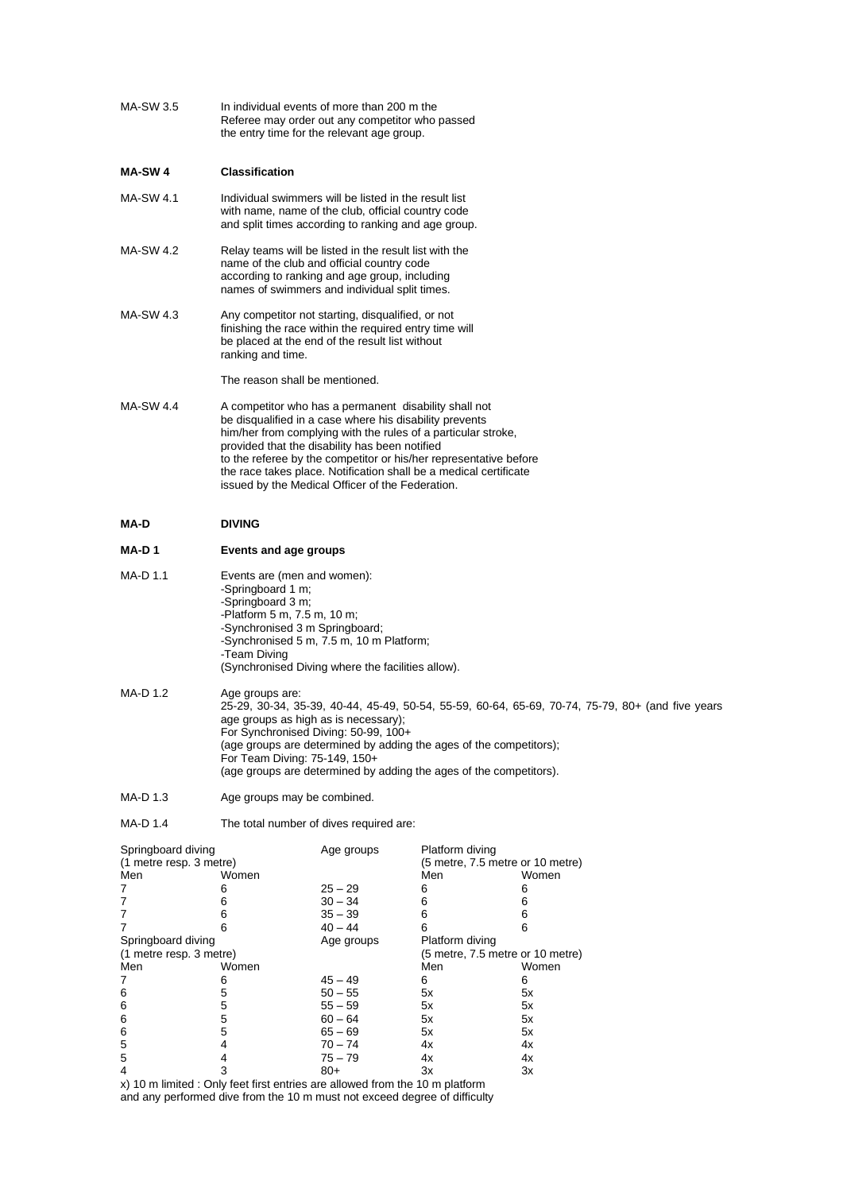MA-SW 3.5 In individual events of more than 200 m the Referee may order out any competitor who passed the entry time for the relevant age group.

**MA-SW 4 Classification**

MA-SW 4.1 Individual swimmers will be listed in the result list with name, name of the club, official country code and split times according to ranking and age group.

MA-SW 4.2 Relay teams will be listed in the result list with the name of the club and official country code according to ranking and age group, including names of swimmers and individual split times.

MA-SW 4.3 Any competitor not starting, disqualified, or not finishing the race within the required entry time will be placed at the end of the result list without ranking and time.

The reason shall be mentioned.

MA-SW 4.4 A competitor who has a permanent disability shall not be disqualified in a case where his disability prevents him/her from complying with the rules of a particular stroke, provided that the disability has been notified to the referee by the competitor or his/her representative before the race takes place. Notification shall be a medical certificate issued by the Medical Officer of the Federation.

## MA-D DIVING

### MA-D 1 Events and age groups

MA-D 1.1 Events are (men and women):
- Springboard 1 m;
- Springboard 3 m;
- Platform 5 m, 7.5 m, 10 m;
- Synchronised 3 m Springboard;
- Synchronised 5 m, 7.5 m, 10 m Platform;
- Team Diving

(Synchronised Diving where the facilities allow).

MA-D 1.2 Age groups are:
25-29, 30-34, 35-39, 40-44, 45-49, 50-54, 55-59, 60-64, 65-69, 70-74, 75-79, 80+ (and five years age groups as high as is necessary);
For Synchronised Diving: 50-99, 100+
(age groups are determined by adding the ages of the competitors);
For Team Diving: 75-149, 150+
(age groups are determined by adding the ages of the competitors).

MA-D 1.3 Age groups may be combined.

MA-D 1.4 The total number of dives required are:

| Springboard diving (1 metre resp. 3 metre) | | Age groups | Platform diving (5 metre, 7.5 metre or 10 metre) | |
|---|---|---|---|---|
| Men | Women | | Men | Women |
| 7 | 6 | 25 – 29 | 6 | 6 |
| 7 | 6 | 30 – 34 | 6 | 6 |
| 7 | 6 | 35 – 39 | 6 | 6 |
| 7 | 6 | 40 – 44 | 6 | 6 |
| **Springboard diving (1 metre resp. 3 metre)** | | **Age groups** | **Platform diving (5 metre, 7.5 metre or 10 metre)** | |
| Men | Women | | Men | Women |
| 7 | 6 | 45 – 49 | 6 | 6 |
| 6 | 5 | 50 – 55 | 5x | 5x |
| 6 | 5 | 55 – 59 | 5x | 5x |
| 6 | 5 | 60 – 64 | 5x | 5x |
| 6 | 5 | 65 – 69 | 5x | 5x |
| 5 | 4 | 70 – 74 | 4x | 4x |
| 5 | 4 | 75 – 79 | 4x | 4x |
| 4 | 3 | 80+ | 3x | 3x |

x) 10 m limited : Only feet first entries are allowed from the 10 m platform and any performed dive from the 10 m must not exceed degree of difficulty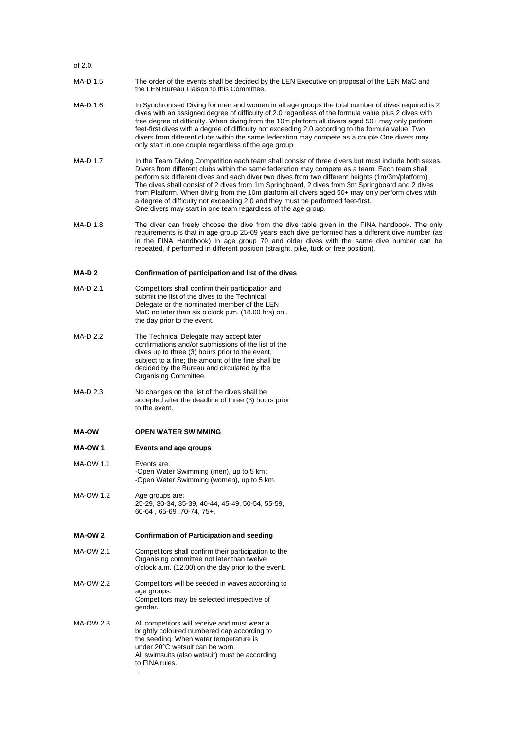of 2.0.

MA-D 1.5 The order of the events shall be decided by the LEN Executive on proposal of the LEN MaC and the LEN Bureau Liaison to this Committee.

MA-D 1.6 In Synchronised Diving for men and women in all age groups the total number of dives required is 2 dives with an assigned degree of difficulty of 2.0 regardless of the formula value plus 2 dives with free degree of difficulty. When diving from the 10m platform all divers aged 50+ may only perform feet-first dives with a degree of difficulty not exceeding 2.0 according to the formula value. Two divers from different clubs within the same federation may compete as a couple One divers may only start in one couple regardless of the age group.

MA-D 1.7 In the Team Diving Competition each team shall consist of three divers but must include both sexes. Divers from different clubs within the same federation may compete as a team. Each team shall perform six different dives and each diver two dives from two different heights (1m/3m/platform). The dives shall consist of 2 dives from 1m Springboard, 2 dives from 3m Springboard and 2 dives from Platform. When diving from the 10m platform all divers aged 50+ may only perform dives with a degree of difficulty not exceeding 2.0 and they must be performed feet-first. One divers may start in one team regardless of the age group.

MA-D 1.8 The diver can freely choose the dive from the dive table given in the FINA handbook. The only requirements is that in age group 25-69 years each dive performed has a different dive number (as in the FINA Handbook) In age group 70 and older dives with the same dive number can be repeated, if performed in different position (straight, pike, tuck or free position).

**MA-D 2 Confirmation of participation and list of the dives**

MA-D 2.1 Competitors shall confirm their participation and submit the list of the dives to the Technical Delegate or the nominated member of the LEN MaC no later than six o'clock p.m. (18.00 hrs) on . the day prior to the event.

MA-D 2.2 The Technical Delegate may accept later confirmations and/or submissions of the list of the dives up to three (3) hours prior to the event, subject to a fine; the amount of the fine shall be decided by the Bureau and circulated by the Organising Committee.

MA-D 2.3 No changes on the list of the dives shall be accepted after the deadline of three (3) hours prior to the event.

**MA-OW OPEN WATER SWIMMING**

**MA-OW 1 Events and age groups**

MA-OW 1.1 Events are:
-Open Water Swimming (men), up to 5 km;
-Open Water Swimming (women), up to 5 km.

MA-OW 1.2 Age groups are:
25-29, 30-34, 35-39, 40-44, 45-49, 50-54, 55-59, 60-64 , 65-69 ,70-74, 75+.

**MA-OW 2 Confirmation of Participation and seeding**

MA-OW 2.1 Competitors shall confirm their participation to the Organising committee not later than twelve o'clock a.m. (12.00) on the day prior to the event.

MA-OW 2.2 Competitors will be seeded in waves according to age groups.
Competitors may be selected irrespective of gender.

MA-OW 2.3 All competitors will receive and must wear a brightly coloured numbered cap according to the seeding. When water temperature is under 20°C wetsuit can be worn.
All swimsuits (also wetsuit) must be according to FINA rules.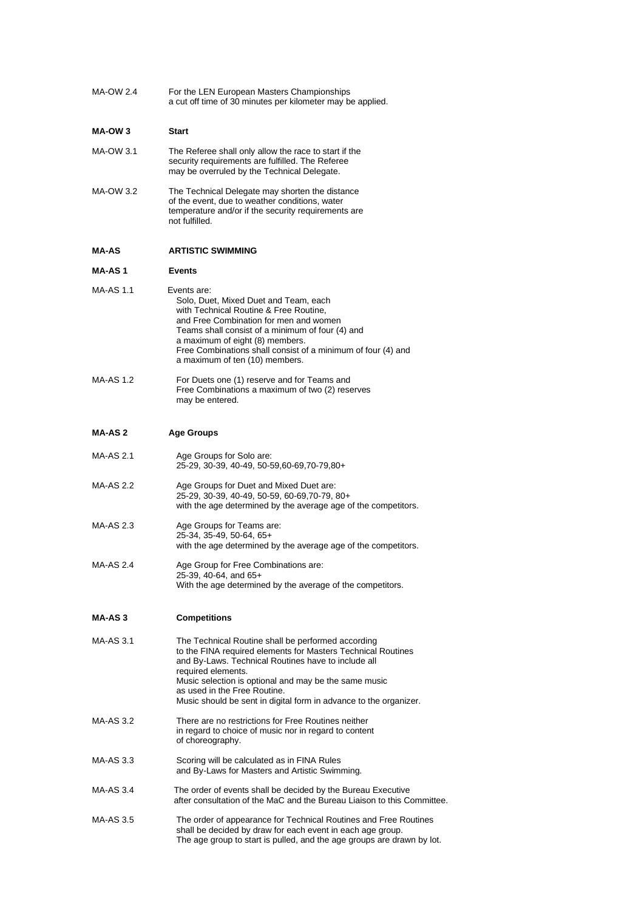MA-OW 2.4 For the LEN European Masters Championships a cut off time of 30 minutes per kilometer may be applied.

**MA-OW 3 Start**

MA-OW 3.1 The Referee shall only allow the race to start if the security requirements are fulfilled. The Referee may be overruled by the Technical Delegate.

MA-OW 3.2 The Technical Delegate may shorten the distance of the event, due to weather conditions, water temperature and/or if the security requirements are not fulfilled.

## MA-AS ARTISTIC SWIMMING

**MA-AS 1 Events**

MA-AS 1.1 Events are:
Solo, Duet, Mixed Duet and Team, each with Technical Routine & Free Routine, and Free Combination for men and women
Teams shall consist of a minimum of four (4) and a maximum of eight (8) members.
Free Combinations shall consist of a minimum of four (4) and a maximum of ten (10) members.

MA-AS 1.2 For Duets one (1) reserve and for Teams and Free Combinations a maximum of two (2) reserves may be entered.

**MA-AS 2 Age Groups**

MA-AS 2.1 Age Groups for Solo are:
25-29, 30-39, 40-49, 50-59,60-69,70-79,80+

MA-AS 2.2 Age Groups for Duet and Mixed Duet are:
25-29, 30-39, 40-49, 50-59, 60-69,70-79, 80+
with the age determined by the average age of the competitors.

MA-AS 2.3 Age Groups for Teams are:
25-34, 35-49, 50-64, 65+
with the age determined by the average age of the competitors.

MA-AS 2.4 Age Group for Free Combinations are:
25-39, 40-64, and 65+
With the age determined by the average of the competitors.

**MA-AS 3 Competitions**

MA-AS 3.1 The Technical Routine shall be performed according to the FINA required elements for Masters Technical Routines and By-Laws. Technical Routines have to include all required elements.
Music selection is optional and may be the same music as used in the Free Routine.
Music should be sent in digital form in advance to the organizer.

MA-AS 3.2 There are no restrictions for Free Routines neither in regard to choice of music nor in regard to content of choreography.

MA-AS 3.3 Scoring will be calculated as in FINA Rules and By-Laws for Masters and Artistic Swimming.

MA-AS 3.4 The order of events shall be decided by the Bureau Executive after consultation of the MaC and the Bureau Liaison to this Committee.

MA-AS 3.5 The order of appearance for Technical Routines and Free Routines shall be decided by draw for each event in each age group. The age group to start is pulled, and the age groups are drawn by lot.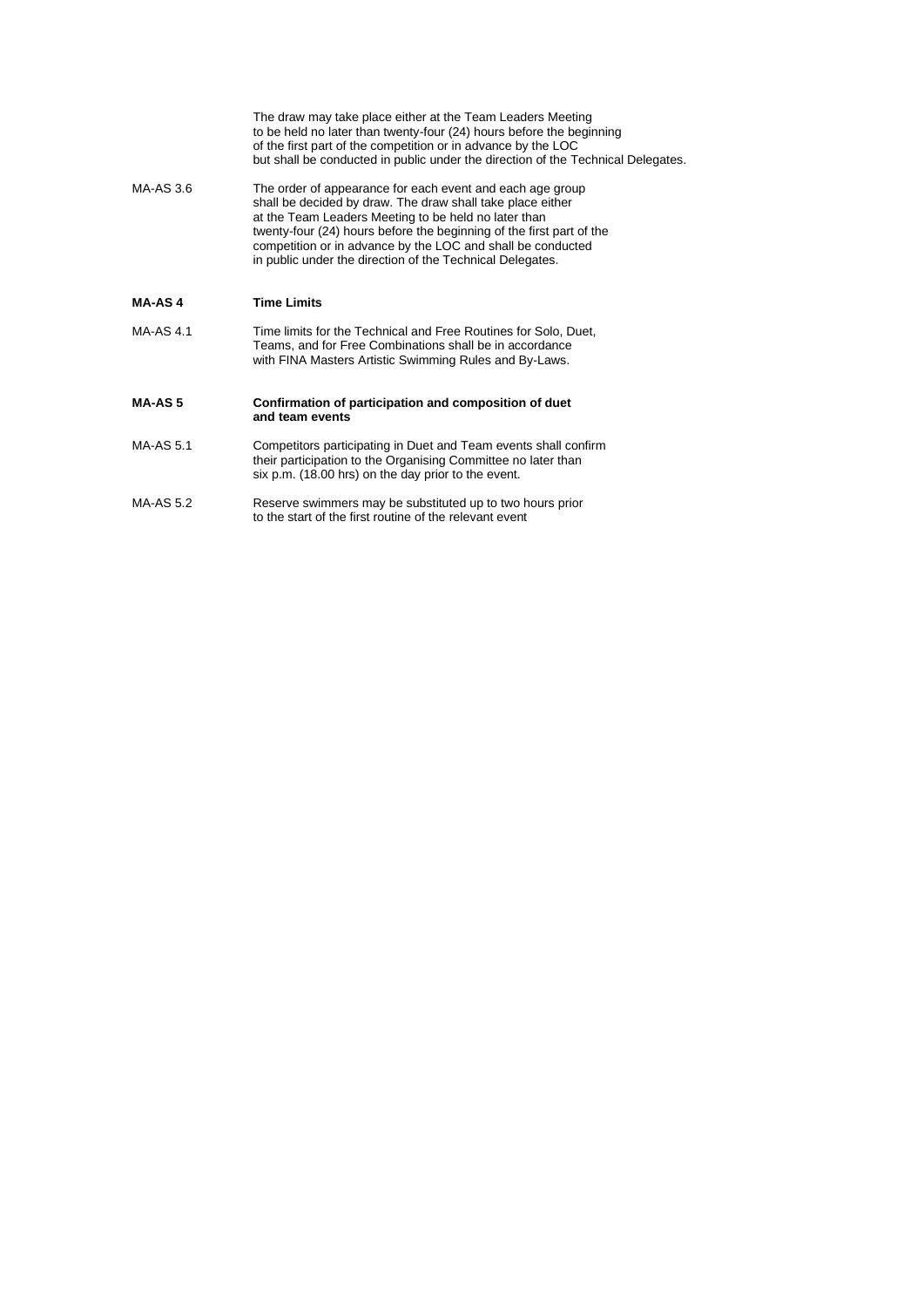The draw may take place either at the Team Leaders Meeting to be held no later than twenty-four (24) hours before the beginning of the first part of the competition or in advance by the LOC but shall be conducted in public under the direction of the Technical Delegates.

MA-AS 3.6 The order of appearance for each event and each age group shall be decided by draw. The draw shall take place either at the Team Leaders Meeting to be held no later than twenty-four (24) hours before the beginning of the first part of the competition or in advance by the LOC and shall be conducted in public under the direction of the Technical Delegates.

## MA-AS 4 Time Limits

MA-AS 4.1 Time limits for the Technical and Free Routines for Solo, Duet, Teams, and for Free Combinations shall be in accordance with FINA Masters Artistic Swimming Rules and By-Laws.

## MA-AS 5 Confirmation of participation and composition of duet and team events

MA-AS 5.1 Competitors participating in Duet and Team events shall confirm their participation to the Organising Committee no later than six p.m. (18.00 hrs) on the day prior to the event.

MA-AS 5.2 Reserve swimmers may be substituted up to two hours prior to the start of the first routine of the relevant event